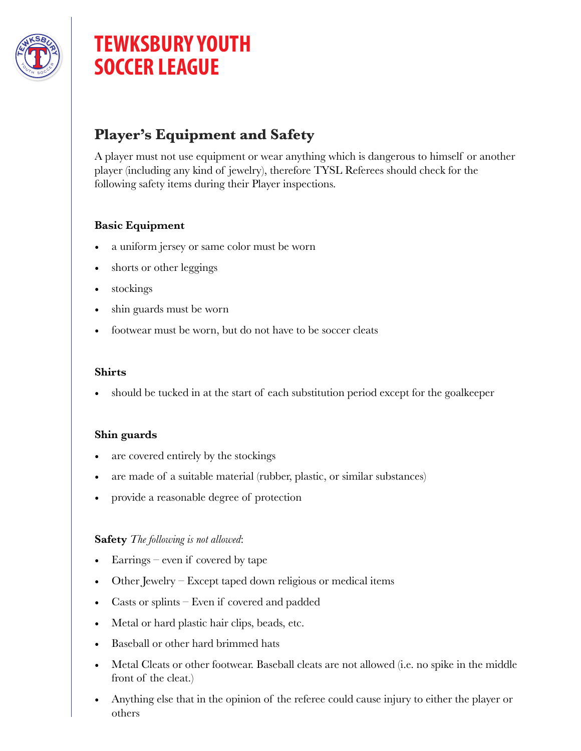# TEWKSBURY YOUTH SOCCER LEAGUE

## Player's Equipment and Safety

A player must not use equipment or wear anything which is dangerous to himself or another player (including any kind of jewelry), therefore TYSL Referees should check for the following safety items during their Player inspections.

**Basic Equipment**

- a uniform jersey or same color must be worn
- shorts or other leggings
- stockings
- shin guards must be worn
- footwear must be worn, but do not have to be soccer cleats

**Shirts**

- should be tucked in at the start of each substitution period except for the goalkeeper

**Shin guards**

- are covered entirely by the stockings
- are made of a suitable material (rubber, plastic, or similar substances)
- provide a reasonable degree of protection

**Safety** *The following is not allowed*:

- Earrings – even if covered by tape
- Other Jewelry – Except taped down religious or medical items
- Casts or splints – Even if covered and padded
- Metal or hard plastic hair clips, beads, etc.
- Baseball or other hard brimmed hats
- Metal Cleats or other footwear. Baseball cleats are not allowed (i.e. no spike in the middle front of the cleat.)
- Anything else that in the opinion of the referee could cause injury to either the player or others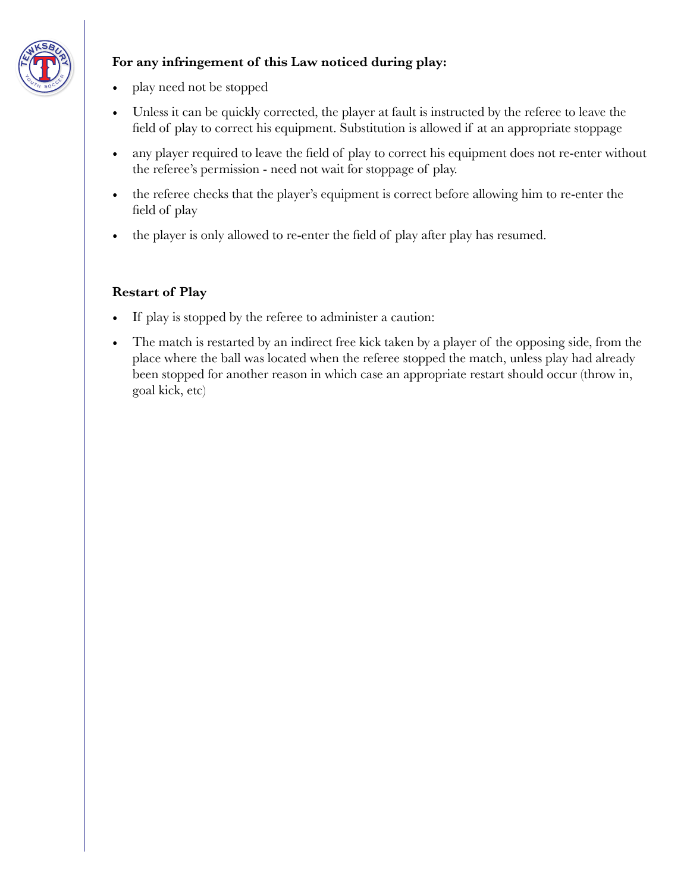**For any infringement of this Law noticed during play:**

- play need not be stopped
- Unless it can be quickly corrected, the player at fault is instructed by the referee to leave the field of play to correct his equipment. Substitution is allowed if at an appropriate stoppage
- any player required to leave the field of play to correct his equipment does not re-enter without the referee's permission - need not wait for stoppage of play.
- the referee checks that the player's equipment is correct before allowing him to re-enter the field of play
- the player is only allowed to re-enter the field of play after play has resumed.

**Restart of Play**

- If play is stopped by the referee to administer a caution:
- The match is restarted by an indirect free kick taken by a player of the opposing side, from the place where the ball was located when the referee stopped the match, unless play had already been stopped for another reason in which case an appropriate restart should occur (throw in, goal kick, etc)